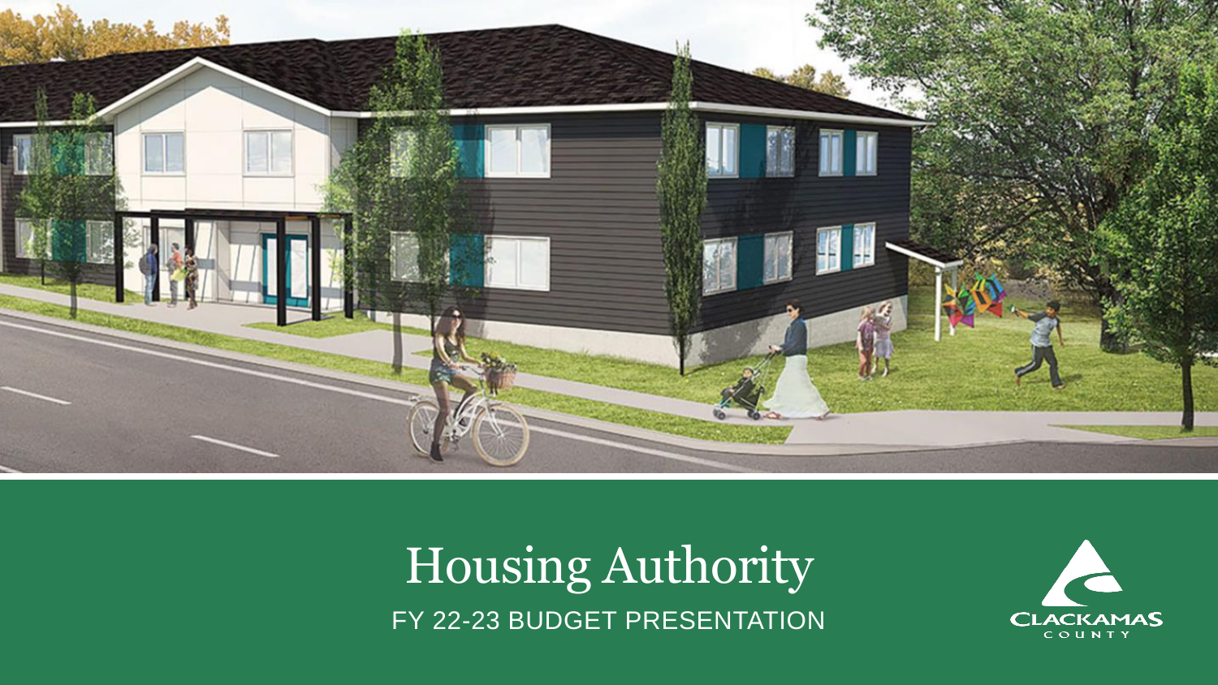# Housing Authority

FY 22-23 BUDGET PRESENTATION

CLACKAMAS COUNTY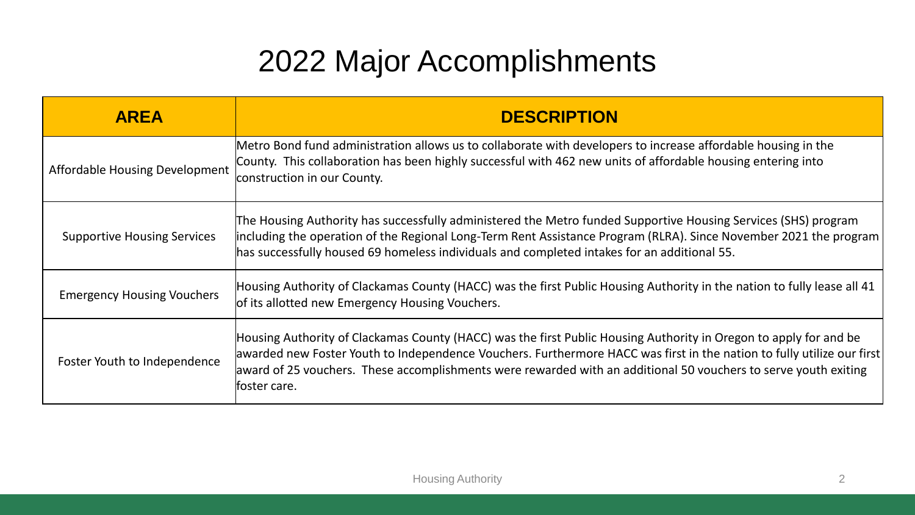# 2022 Major Accomplishments

| AREA | DESCRIPTION |
|---|---|
| Affordable Housing Development | Metro Bond fund administration allows us to collaborate with developers to increase affordable housing in the County. This collaboration has been highly successful with 462 new units of affordable housing entering into construction in our County. |
| Supportive Housing Services | The Housing Authority has successfully administered the Metro funded Supportive Housing Services (SHS) program including the operation of the Regional Long-Term Rent Assistance Program (RLRA). Since November 2021 the program has successfully housed 69 homeless individuals and completed intakes for an additional 55. |
| Emergency Housing Vouchers | Housing Authority of Clackamas County (HACC) was the first Public Housing Authority in the nation to fully lease all 41 of its allotted new Emergency Housing Vouchers. |
| Foster Youth to Independence | Housing Authority of Clackamas County (HACC) was the first Public Housing Authority in Oregon to apply for and be awarded new Foster Youth to Independence Vouchers. Furthermore HACC was first in the nation to fully utilize our first award of 25 vouchers. These accomplishments were rewarded with an additional 50 vouchers to serve youth exiting foster care. |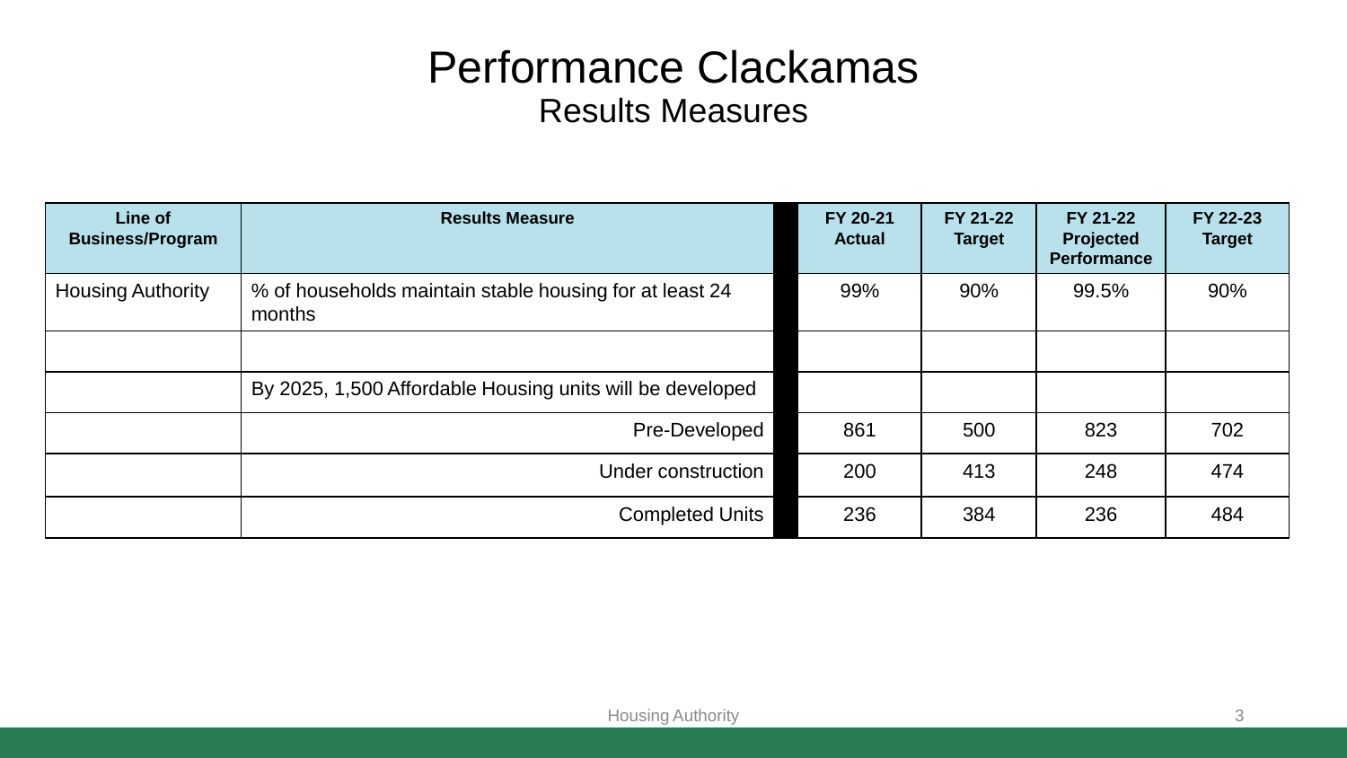# Performance Clackamas

## Results Measures

| Line of Business/Program | Results Measure | FY 20-21 Actual | FY 21-22 Target | FY 21-22 Projected Performance | FY 22-23 Target |
|---|---|---|---|---|---|
| Housing Authority | % of households maintain stable housing for at least 24 months | 99% | 90% | 99.5% | 90% |
| | | | | | |
| | By 2025, 1,500 Affordable Housing units will be developed | | | | |
| | Pre-Developed | 861 | 500 | 823 | 702 |
| | Under construction | 200 | 413 | 248 | 474 |
| | Completed Units | 236 | 384 | 236 | 484 |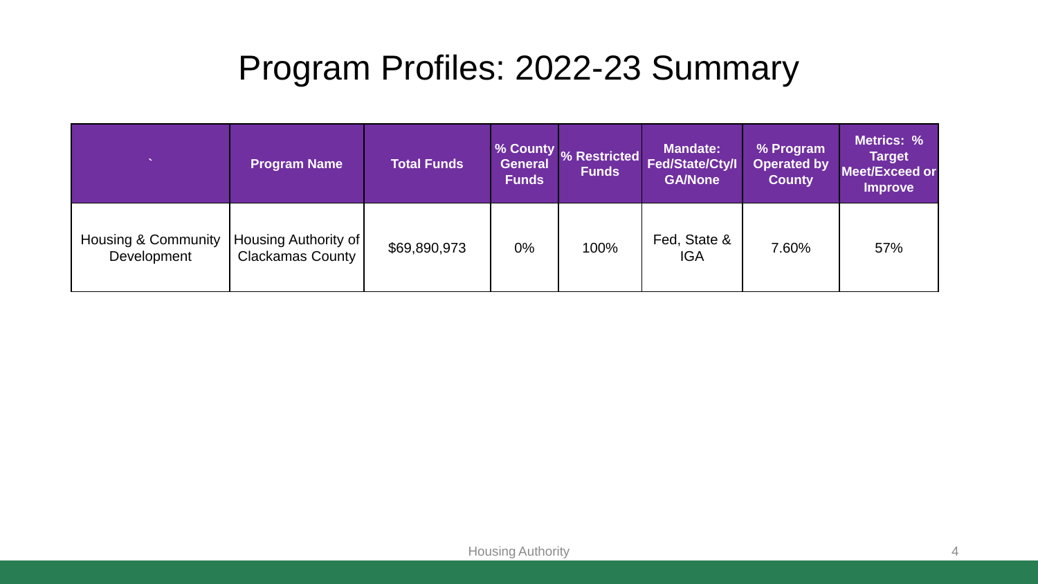# Program Profiles: 2022-23 Summary

| ` | Program Name | Total Funds | % County General Funds | % Restricted Funds | Mandate: Fed/State/Cty/IGA/None | % Program Operated by County | Metrics: % Target Meet/Exceed or Improve |
|---|---|---|---|---|---|---|---|
| Housing & Community Development | Housing Authority of Clackamas County | $69,890,973 | 0% | 100% | Fed, State & IGA | 7.60% | 57% |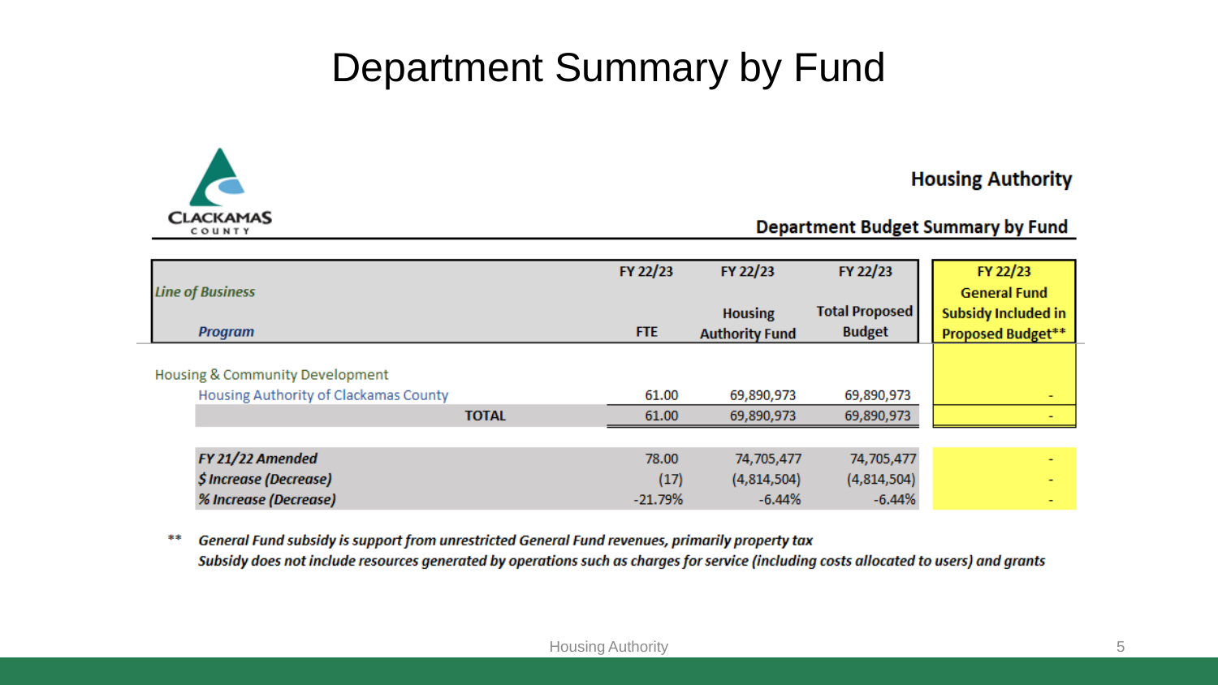# Department Summary by Fund

**Housing Authority**

**Department Budget Summary by Fund**

| *Line of Business* / *Program* | FY 22/23 FTE | FY 22/23 Housing Authority Fund | FY 22/23 Total Proposed Budget | FY 22/23 General Fund Subsidy Included in Proposed Budget** |
|---|---|---|---|---|
| Housing & Community Development | | | | |
| Housing Authority of Clackamas County | 61.00 | 69,890,973 | 69,890,973 | - |
| **TOTAL** | 61.00 | 69,890,973 | 69,890,973 | - |
| | | | | |
| ***FY 21/22 Amended*** | 78.00 | 74,705,477 | 74,705,477 | - |
| ***$ Increase (Decrease)*** | (17) | (4,814,504) | (4,814,504) | - |
| ***% Increase (Decrease)*** | -21.79% | -6.44% | -6.44% | - |

** ***General Fund subsidy is support from unrestricted General Fund revenues, primarily property tax***
***Subsidy does not include resources generated by operations such as charges for service (including costs allocated to users) and grants***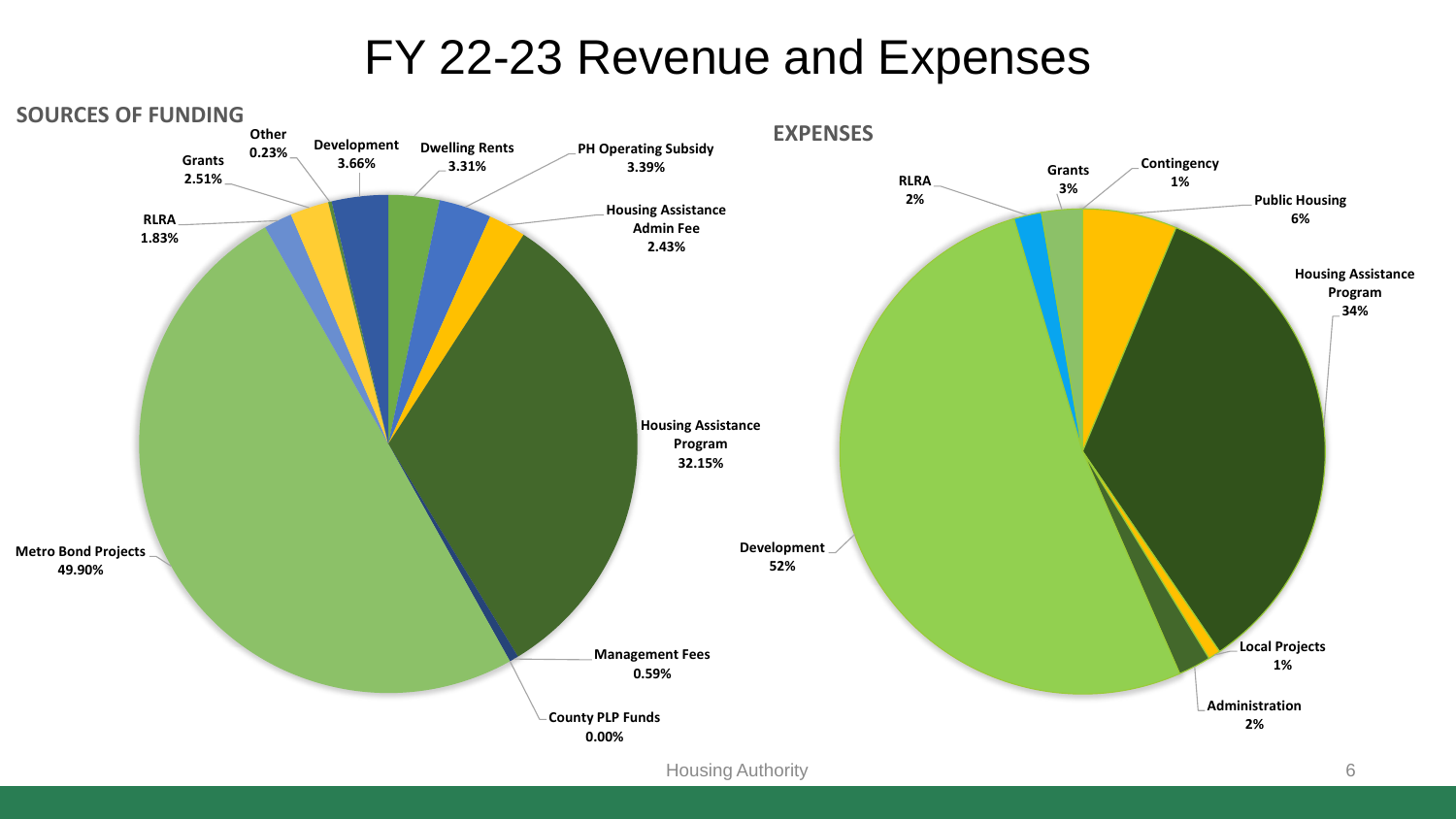# FY 22-23 Revenue and Expenses

## SOURCES OF FUNDING

| Source | Percentage |
|---|---|
| Development | 3.66% |
| Dwelling Rents | 3.31% |
| PH Operating Subsidy | 3.39% |
| Housing Assistance Admin Fee | 2.43% |
| Housing Assistance Program | 32.15% |
| Management Fees | 0.59% |
| County PLP Funds | 0.00% |
| Metro Bond Projects | 49.90% |
| RLRA | 1.83% |
| Grants | 2.51% |
| Other | 0.23% |

## EXPENSES

| Expense | Percentage |
|---|---|
| Contingency | 1% |
| Public Housing | 6% |
| Housing Assistance Program | 34% |
| Local Projects | 1% |
| Administration | 2% |
| Development | 52% |
| RLRA | 2% |
| Grants | 3% |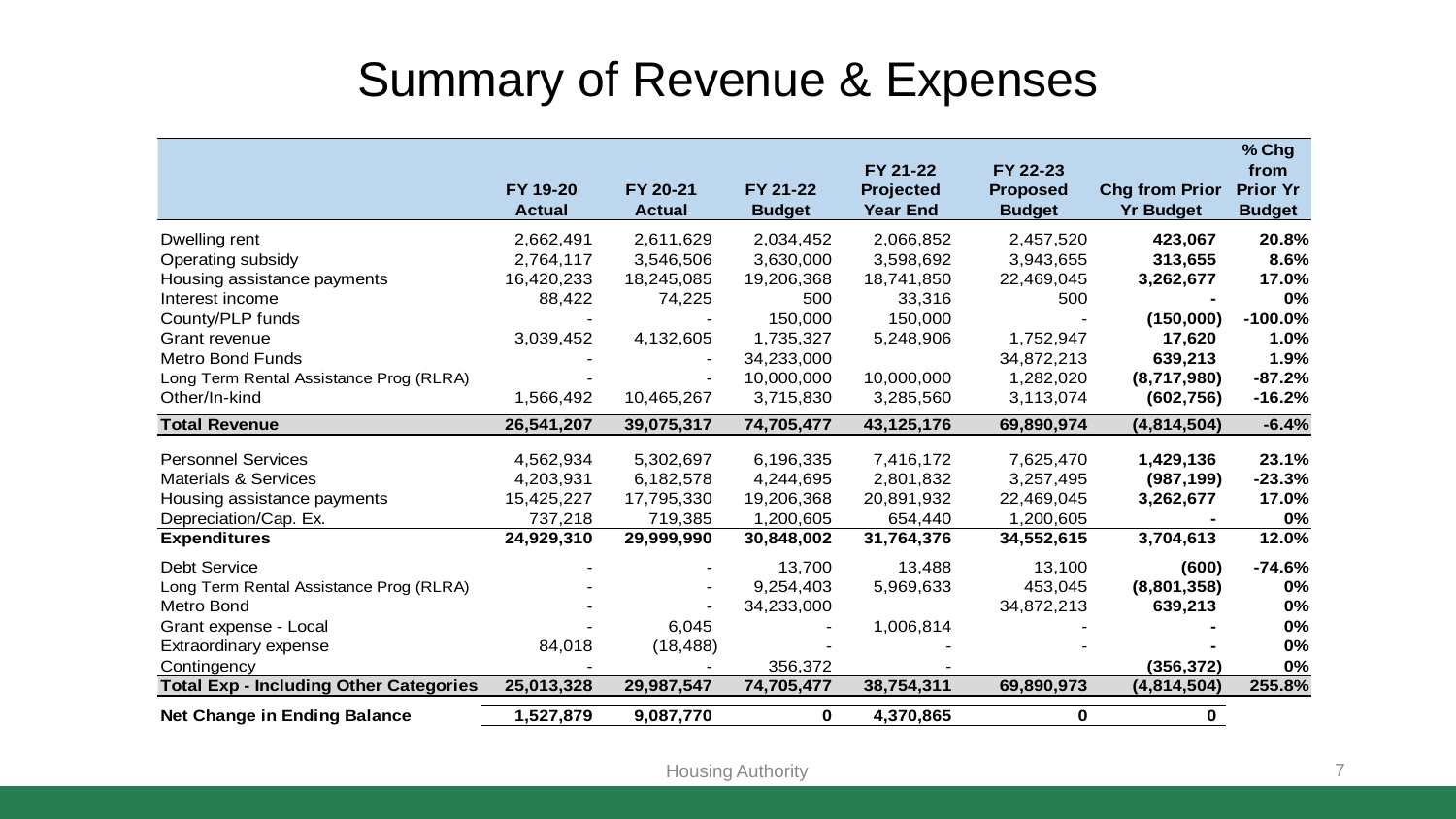# Summary of Revenue & Expenses

| | FY 19-20 Actual | FY 20-21 Actual | FY 21-22 Budget | FY 21-22 Projected Year End | FY 22-23 Proposed Budget | Chg from Prior Yr Budget | % Chg from Prior Yr Budget |
|---|---|---|---|---|---|---|---|
| Dwelling rent | 2,662,491 | 2,611,629 | 2,034,452 | 2,066,852 | 2,457,520 | **423,067** | **20.8%** |
| Operating subsidy | 2,764,117 | 3,546,506 | 3,630,000 | 3,598,692 | 3,943,655 | **313,655** | **8.6%** |
| Housing assistance payments | 16,420,233 | 18,245,085 | 19,206,368 | 18,741,850 | 22,469,045 | **3,262,677** | **17.0%** |
| Interest income | 88,422 | 74,225 | 500 | 33,316 | 500 | **-** | **0%** |
| County/PLP funds | - | - | 150,000 | 150,000 | - | **(150,000)** | **-100.0%** |
| Grant revenue | 3,039,452 | 4,132,605 | 1,735,327 | 5,248,906 | 1,752,947 | **17,620** | **1.0%** |
| Metro Bond Funds | - | - | 34,233,000 | | 34,872,213 | **639,213** | **1.9%** |
| Long Term Rental Assistance Prog (RLRA) | - | - | 10,000,000 | 10,000,000 | 1,282,020 | **(8,717,980)** | **-87.2%** |
| Other/In-kind | 1,566,492 | 10,465,267 | 3,715,830 | 3,285,560 | 3,113,074 | **(602,756)** | **-16.2%** |
| **Total Revenue** | **26,541,207** | **39,075,317** | **74,705,477** | **43,125,176** | **69,890,974** | **(4,814,504)** | **-6.4%** |
| Personnel Services | 4,562,934 | 5,302,697 | 6,196,335 | 7,416,172 | 7,625,470 | **1,429,136** | **23.1%** |
| Materials & Services | 4,203,931 | 6,182,578 | 4,244,695 | 2,801,832 | 3,257,495 | **(987,199)** | **-23.3%** |
| Housing assistance payments | 15,425,227 | 17,795,330 | 19,206,368 | 20,891,932 | 22,469,045 | **3,262,677** | **17.0%** |
| Depreciation/Cap. Ex. | 737,218 | 719,385 | 1,200,605 | 654,440 | 1,200,605 | **-** | **0%** |
| **Expenditures** | **24,929,310** | **29,999,990** | **30,848,002** | **31,764,376** | **34,552,615** | **3,704,613** | **12.0%** |
| Debt Service | - | - | 13,700 | 13,488 | 13,100 | **(600)** | **-74.6%** |
| Long Term Rental Assistance Prog (RLRA) | - | - | 9,254,403 | 5,969,633 | 453,045 | **(8,801,358)** | **0%** |
| Metro Bond | - | - | 34,233,000 | | 34,872,213 | **639,213** | **0%** |
| Grant expense - Local | - | 6,045 | - | 1,006,814 | - | **-** | **0%** |
| Extraordinary expense | 84,018 | (18,488) | - | - | - | **-** | **0%** |
| Contingency | - | - | 356,372 | - | - | **(356,372)** | **0%** |
| **Total Exp - Including Other Categories** | **25,013,328** | **29,987,547** | **74,705,477** | **38,754,311** | **69,890,973** | **(4,814,504)** | **255.8%** |
| **Net Change in Ending Balance** | **1,527,879** | **9,087,770** | **0** | **4,370,865** | **0** | **0** | |

Housing Authority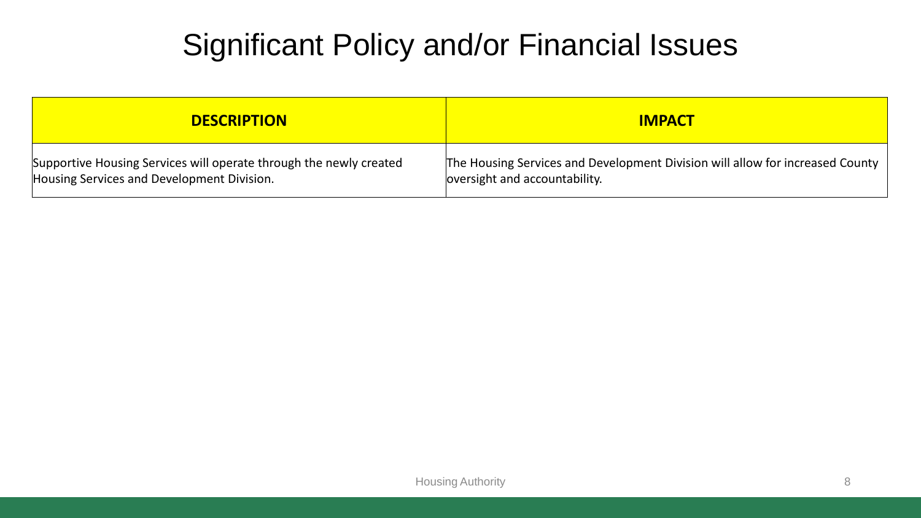# Significant Policy and/or Financial Issues

| DESCRIPTION | IMPACT |
| --- | --- |
| Supportive Housing Services will operate through the newly created Housing Services and Development Division. | The Housing Services and Development Division will allow for increased County oversight and accountability. |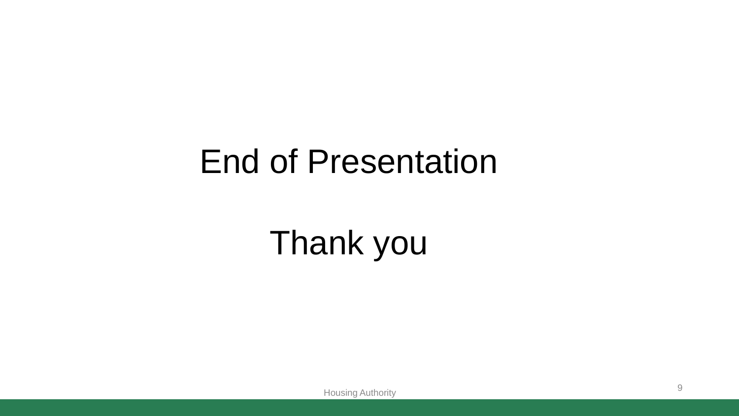# End of Presentation

# Thank you